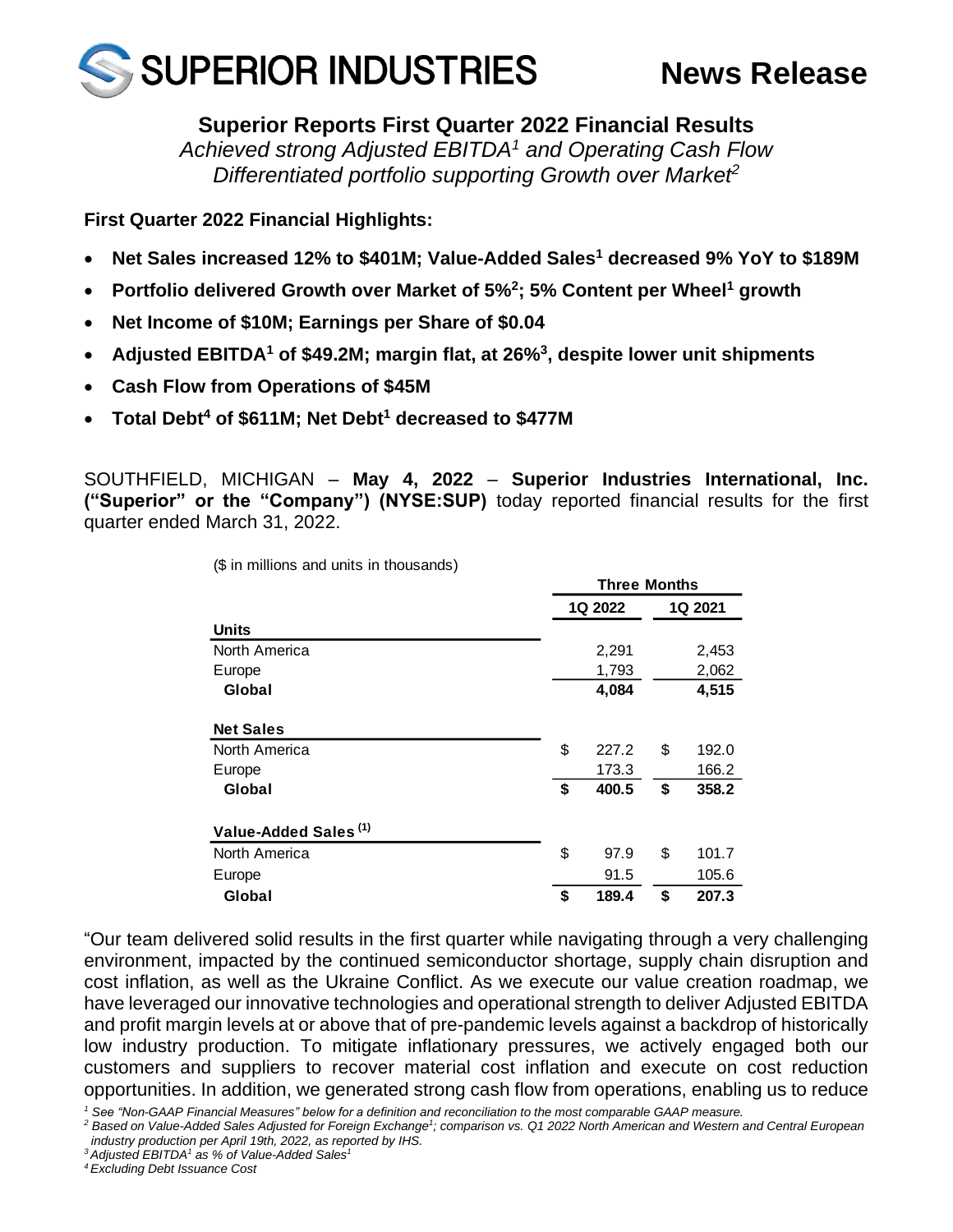# SUPERIOR INDUSTRIES

**News Release**

## Superior Reports First Quarter 2022 Financial Results

*Achieved strong Adjusted EBITDA[1] and Operating Cash Flow*
*Differentiated portfolio supporting Growth over Market[2]*

**First Quarter 2022 Financial Highlights:**

- **Net Sales increased 12% to $401M; Value-Added Sales[1] decreased 9% YoY to $189M**
- **Portfolio delivered Growth over Market of 5%[2]; 5% Content per Wheel[1] growth**
- **Net Income of $10M; Earnings per Share of $0.04**
- **Adjusted EBITDA[1] of $49.2M; margin flat, at 26%[3], despite lower unit shipments**
- **Cash Flow from Operations of $45M**
- **Total Debt[4] of $611M; Net Debt[1] decreased to $477M**

SOUTHFIELD, MICHIGAN – **May 4, 2022** – **Superior Industries International, Inc. ("Superior" or the "Company") (NYSE:SUP)** today reported financial results for the first quarter ended March 31, 2022.

($ in millions and units in thousands)

| | Three Months | |
|---|---|---|
| | **1Q 2022** | **1Q 2021** |
| **Units** | | |
| North America | 2,291 | 2,453 |
| Europe | 1,793 | 2,062 |
| **Global** | **4,084** | **4,515** |
| **Net Sales** | | |
| North America | $ 227.2 | $ 192.0 |
| Europe | 173.3 | 166.2 |
| **Global** | **$ 400.5** | **$ 358.2** |
| **Value-Added Sales (1)** | | |
| North America | $ 97.9 | $ 101.7 |
| Europe | 91.5 | 105.6 |
| **Global** | **$ 189.4** | **$ 207.3** |

"Our team delivered solid results in the first quarter while navigating through a very challenging environment, impacted by the continued semiconductor shortage, supply chain disruption and cost inflation, as well as the Ukraine Conflict. As we execute our value creation roadmap, we have leveraged our innovative technologies and operational strength to deliver Adjusted EBITDA and profit margin levels at or above that of pre-pandemic levels against a backdrop of historically low industry production. To mitigate inflationary pressures, we actively engaged both our customers and suppliers to recover material cost inflation and execute on cost reduction opportunities. In addition, we generated strong cash flow from operations, enabling us to reduce

[1] *See "Non-GAAP Financial Measures" below for a definition and reconciliation to the most comparable GAAP measure.*
[2] *Based on Value-Added Sales Adjusted for Foreign Exchange[1]; comparison vs. Q1 2022 North American and Western and Central European industry production per April 19th, 2022, as reported by IHS.*
[3] *Adjusted EBITDA[1] as % of Value-Added Sales[1]*
[4] *Excluding Debt Issuance Cost*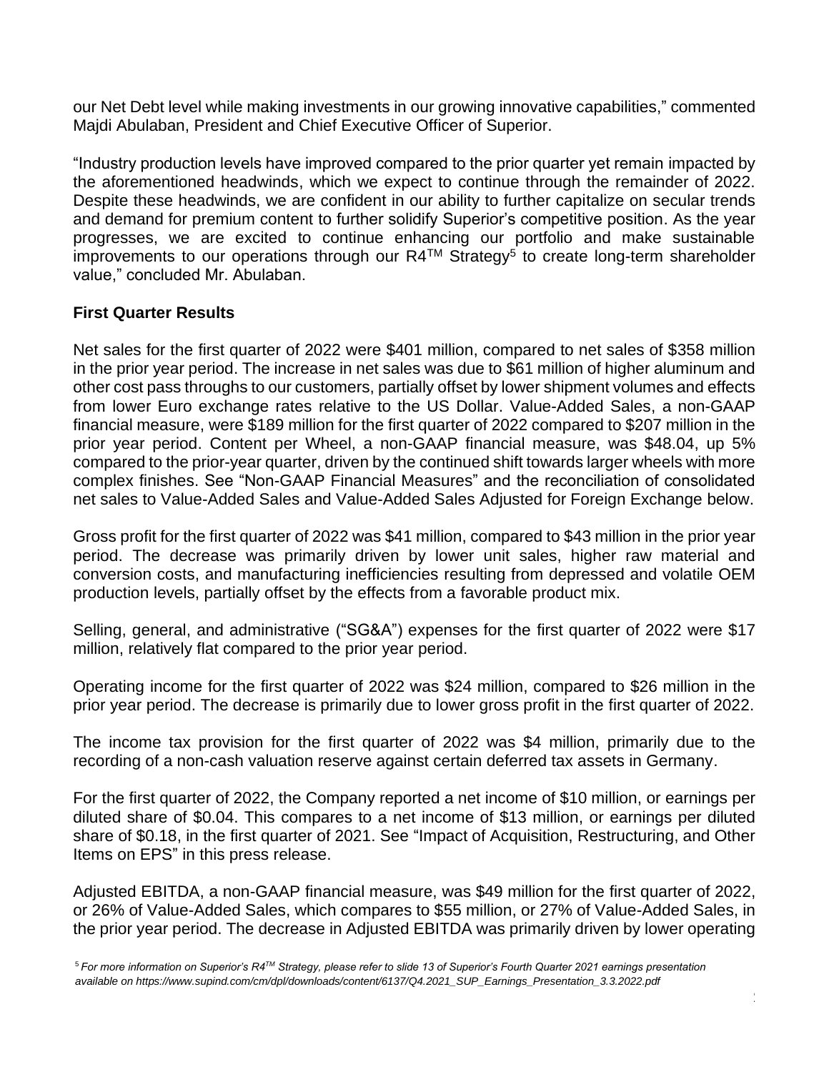our Net Debt level while making investments in our growing innovative capabilities," commented Majdi Abulaban, President and Chief Executive Officer of Superior.

"Industry production levels have improved compared to the prior quarter yet remain impacted by the aforementioned headwinds, which we expect to continue through the remainder of 2022. Despite these headwinds, we are confident in our ability to further capitalize on secular trends and demand for premium content to further solidify Superior's competitive position. As the year progresses, we are excited to continue enhancing our portfolio and make sustainable improvements to our operations through our R4™ Strategy[5] to create long-term shareholder value," concluded Mr. Abulaban.

## First Quarter Results

Net sales for the first quarter of 2022 were $401 million, compared to net sales of $358 million in the prior year period. The increase in net sales was due to $61 million of higher aluminum and other cost pass throughs to our customers, partially offset by lower shipment volumes and effects from lower Euro exchange rates relative to the US Dollar. Value-Added Sales, a non-GAAP financial measure, were $189 million for the first quarter of 2022 compared to $207 million in the prior year period. Content per Wheel, a non-GAAP financial measure, was $48.04, up 5% compared to the prior-year quarter, driven by the continued shift towards larger wheels with more complex finishes. See "Non-GAAP Financial Measures" and the reconciliation of consolidated net sales to Value-Added Sales and Value-Added Sales Adjusted for Foreign Exchange below.

Gross profit for the first quarter of 2022 was $41 million, compared to $43 million in the prior year period. The decrease was primarily driven by lower unit sales, higher raw material and conversion costs, and manufacturing inefficiencies resulting from depressed and volatile OEM production levels, partially offset by the effects from a favorable product mix.

Selling, general, and administrative ("SG&A") expenses for the first quarter of 2022 were $17 million, relatively flat compared to the prior year period.

Operating income for the first quarter of 2022 was $24 million, compared to $26 million in the prior year period. The decrease is primarily due to lower gross profit in the first quarter of 2022.

The income tax provision for the first quarter of 2022 was $4 million, primarily due to the recording of a non-cash valuation reserve against certain deferred tax assets in Germany.

For the first quarter of 2022, the Company reported a net income of $10 million, or earnings per diluted share of $0.04. This compares to a net income of $13 million, or earnings per diluted share of $0.18, in the first quarter of 2021. See "Impact of Acquisition, Restructuring, and Other Items on EPS" in this press release.

Adjusted EBITDA, a non-GAAP financial measure, was $49 million for the first quarter of 2022, or 26% of Value-Added Sales, which compares to $55 million, or 27% of Value-Added Sales, in the prior year period. The decrease in Adjusted EBITDA was primarily driven by lower operating

[5] *For more information on Superior's R4™ Strategy, please refer to slide 13 of Superior's Fourth Quarter 2021 earnings presentation available on https://www.supind.com/cm/dpl/downloads/content/6137/Q4.2021_SUP_Earnings_Presentation_3.3.2022.pdf*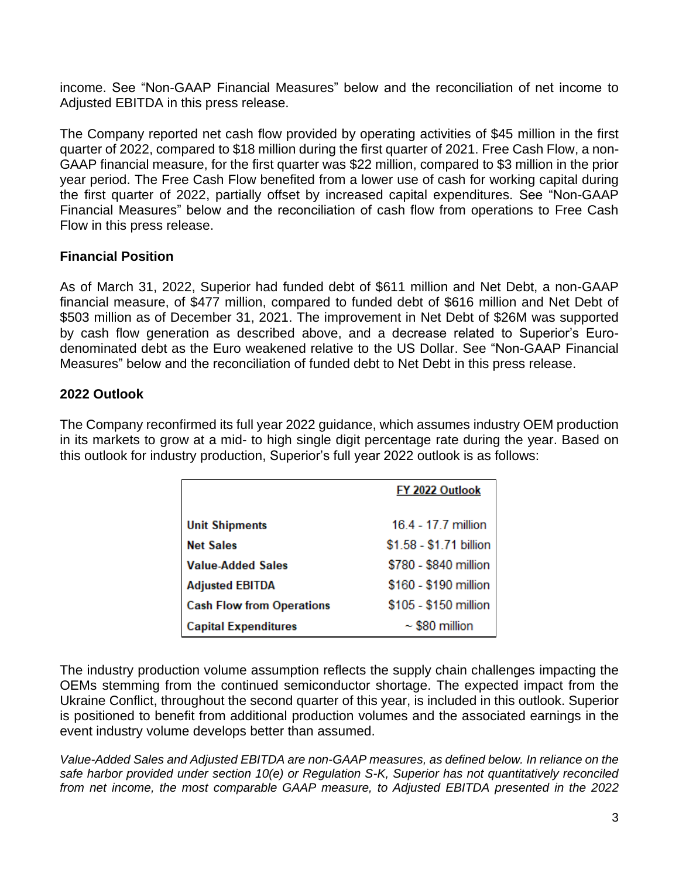income. See "Non-GAAP Financial Measures" below and the reconciliation of net income to Adjusted EBITDA in this press release.

The Company reported net cash flow provided by operating activities of $45 million in the first quarter of 2022, compared to $18 million during the first quarter of 2021. Free Cash Flow, a non-GAAP financial measure, for the first quarter was $22 million, compared to $3 million in the prior year period. The Free Cash Flow benefited from a lower use of cash for working capital during the first quarter of 2022, partially offset by increased capital expenditures. See "Non-GAAP Financial Measures" below and the reconciliation of cash flow from operations to Free Cash Flow in this press release.

## Financial Position

As of March 31, 2022, Superior had funded debt of $611 million and Net Debt, a non-GAAP financial measure, of $477 million, compared to funded debt of $616 million and Net Debt of $503 million as of December 31, 2021. The improvement in Net Debt of $26M was supported by cash flow generation as described above, and a decrease related to Superior's Euro-denominated debt as the Euro weakened relative to the US Dollar. See "Non-GAAP Financial Measures" below and the reconciliation of funded debt to Net Debt in this press release.

## 2022 Outlook

The Company reconfirmed its full year 2022 guidance, which assumes industry OEM production in its markets to grow at a mid- to high single digit percentage rate during the year. Based on this outlook for industry production, Superior's full year 2022 outlook is as follows:

| | FY 2022 Outlook |
|---|---|
| **Unit Shipments** | 16.4 - 17.7 million |
| **Net Sales** | $1.58 - $1.71 billion |
| **Value-Added Sales** | $780 - $840 million |
| **Adjusted EBITDA** | $160 - $190 million |
| **Cash Flow from Operations** | $105 - $150 million |
| **Capital Expenditures** | ~ $80 million |

The industry production volume assumption reflects the supply chain challenges impacting the OEMs stemming from the continued semiconductor shortage. The expected impact from the Ukraine Conflict, throughout the second quarter of this year, is included in this outlook. Superior is positioned to benefit from additional production volumes and the associated earnings in the event industry volume develops better than assumed.

*Value-Added Sales and Adjusted EBITDA are non-GAAP measures, as defined below. In reliance on the safe harbor provided under section 10(e) or Regulation S-K, Superior has not quantitatively reconciled from net income, the most comparable GAAP measure, to Adjusted EBITDA presented in the 2022*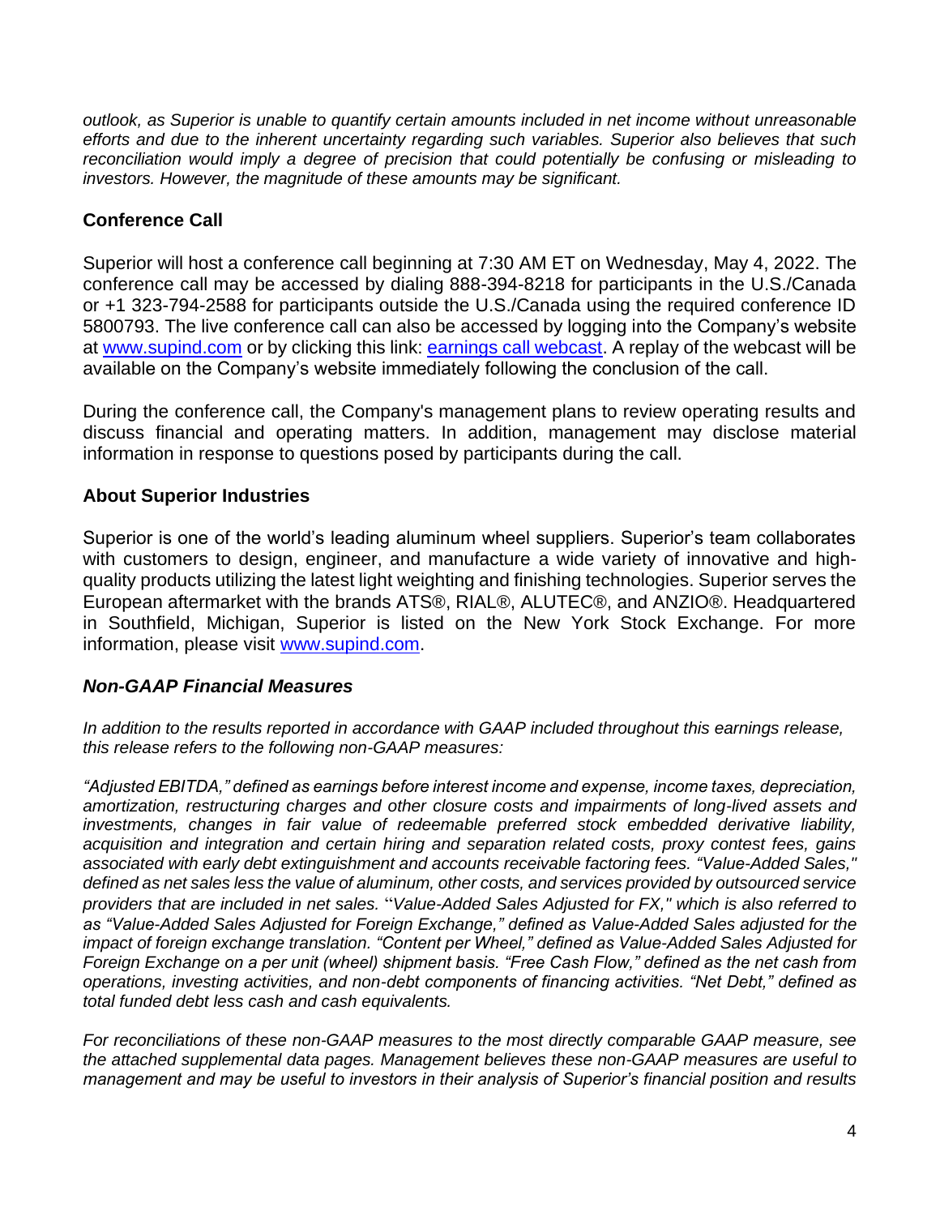*outlook, as Superior is unable to quantify certain amounts included in net income without unreasonable efforts and due to the inherent uncertainty regarding such variables. Superior also believes that such reconciliation would imply a degree of precision that could potentially be confusing or misleading to investors. However, the magnitude of these amounts may be significant.*

## Conference Call

Superior will host a conference call beginning at 7:30 AM ET on Wednesday, May 4, 2022. The conference call may be accessed by dialing 888-394-8218 for participants in the U.S./Canada or +1 323-794-2588 for participants outside the U.S./Canada using the required conference ID 5800793. The live conference call can also be accessed by logging into the Company's website at [www.supind.com](http://www.supind.com) or by clicking this link: [earnings call webcast](). A replay of the webcast will be available on the Company's website immediately following the conclusion of the call.

During the conference call, the Company's management plans to review operating results and discuss financial and operating matters. In addition, management may disclose material information in response to questions posed by participants during the call.

## About Superior Industries

Superior is one of the world's leading aluminum wheel suppliers. Superior's team collaborates with customers to design, engineer, and manufacture a wide variety of innovative and high-quality products utilizing the latest light weighting and finishing technologies. Superior serves the European aftermarket with the brands ATS®, RIAL®, ALUTEC®, and ANZIO®. Headquartered in Southfield, Michigan, Superior is listed on the New York Stock Exchange. For more information, please visit [www.supind.com](http://www.supind.com).

## *Non-GAAP Financial Measures*

*In addition to the results reported in accordance with GAAP included throughout this earnings release, this release refers to the following non-GAAP measures:*

*"Adjusted EBITDA," defined as earnings before interest income and expense, income taxes, depreciation, amortization, restructuring charges and other closure costs and impairments of long-lived assets and investments, changes in fair value of redeemable preferred stock embedded derivative liability, acquisition and integration and certain hiring and separation related costs, proxy contest fees, gains associated with early debt extinguishment and accounts receivable factoring fees. "Value-Added Sales," defined as net sales less the value of aluminum, other costs, and services provided by outsourced service providers that are included in net sales. "Value-Added Sales Adjusted for FX," which is also referred to as "Value-Added Sales Adjusted for Foreign Exchange," defined as Value-Added Sales adjusted for the impact of foreign exchange translation. "Content per Wheel," defined as Value-Added Sales Adjusted for Foreign Exchange on a per unit (wheel) shipment basis. "Free Cash Flow," defined as the net cash from operations, investing activities, and non-debt components of financing activities. "Net Debt," defined as total funded debt less cash and cash equivalents.*

*For reconciliations of these non-GAAP measures to the most directly comparable GAAP measure, see the attached supplemental data pages. Management believes these non-GAAP measures are useful to management and may be useful to investors in their analysis of Superior's financial position and results*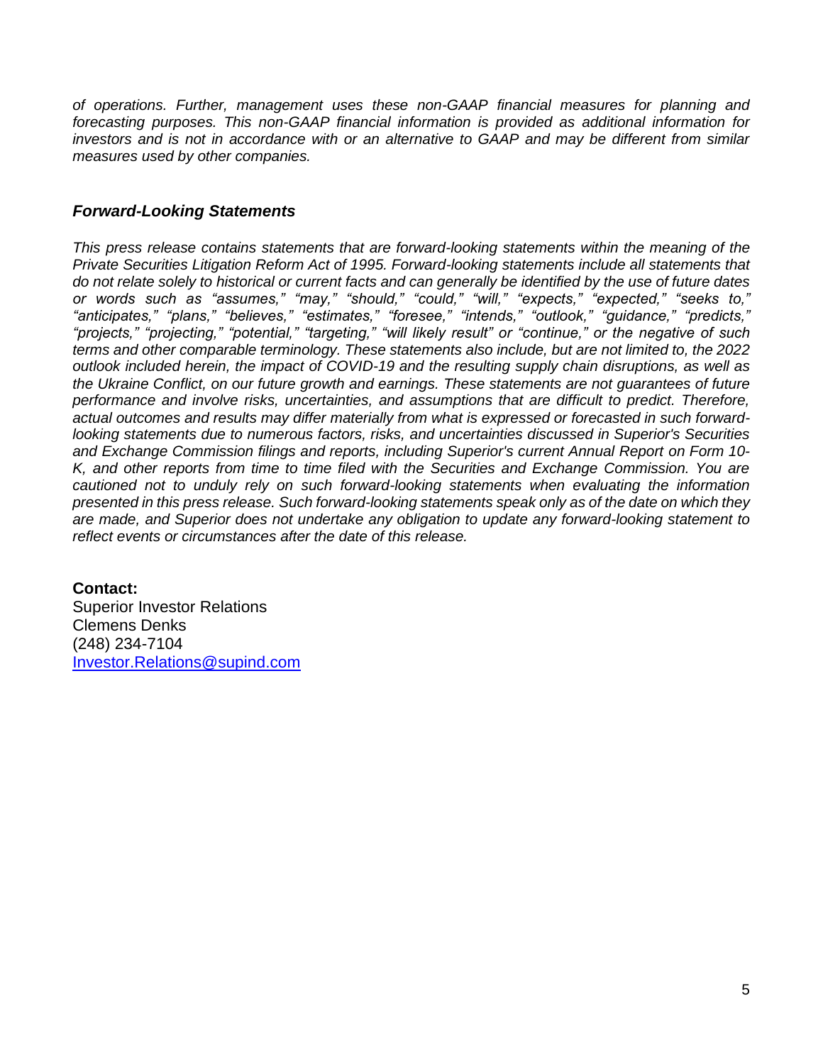*of operations. Further, management uses these non-GAAP financial measures for planning and forecasting purposes. This non-GAAP financial information is provided as additional information for investors and is not in accordance with or an alternative to GAAP and may be different from similar measures used by other companies.*

## ***Forward-Looking Statements***

*This press release contains statements that are forward-looking statements within the meaning of the Private Securities Litigation Reform Act of 1995. Forward-looking statements include all statements that do not relate solely to historical or current facts and can generally be identified by the use of future dates or words such as "assumes," "may," "should," "could," "will," "expects," "expected," "seeks to," "anticipates," "plans," "believes," "estimates," "foresee," "intends," "outlook," "guidance," "predicts," "projects," "projecting," "potential," "targeting," "will likely result" or "continue," or the negative of such terms and other comparable terminology. These statements also include, but are not limited to, the 2022 outlook included herein, the impact of COVID-19 and the resulting supply chain disruptions, as well as the Ukraine Conflict, on our future growth and earnings. These statements are not guarantees of future performance and involve risks, uncertainties, and assumptions that are difficult to predict. Therefore, actual outcomes and results may differ materially from what is expressed or forecasted in such forward-looking statements due to numerous factors, risks, and uncertainties discussed in Superior's Securities and Exchange Commission filings and reports, including Superior's current Annual Report on Form 10-K, and other reports from time to time filed with the Securities and Exchange Commission. You are cautioned not to unduly rely on such forward-looking statements when evaluating the information presented in this press release. Such forward-looking statements speak only as of the date on which they are made, and Superior does not undertake any obligation to update any forward-looking statement to reflect events or circumstances after the date of this release.*

**Contact:**
Superior Investor Relations
Clemens Denks
(248) 234-7104
Investor.Relations@supind.com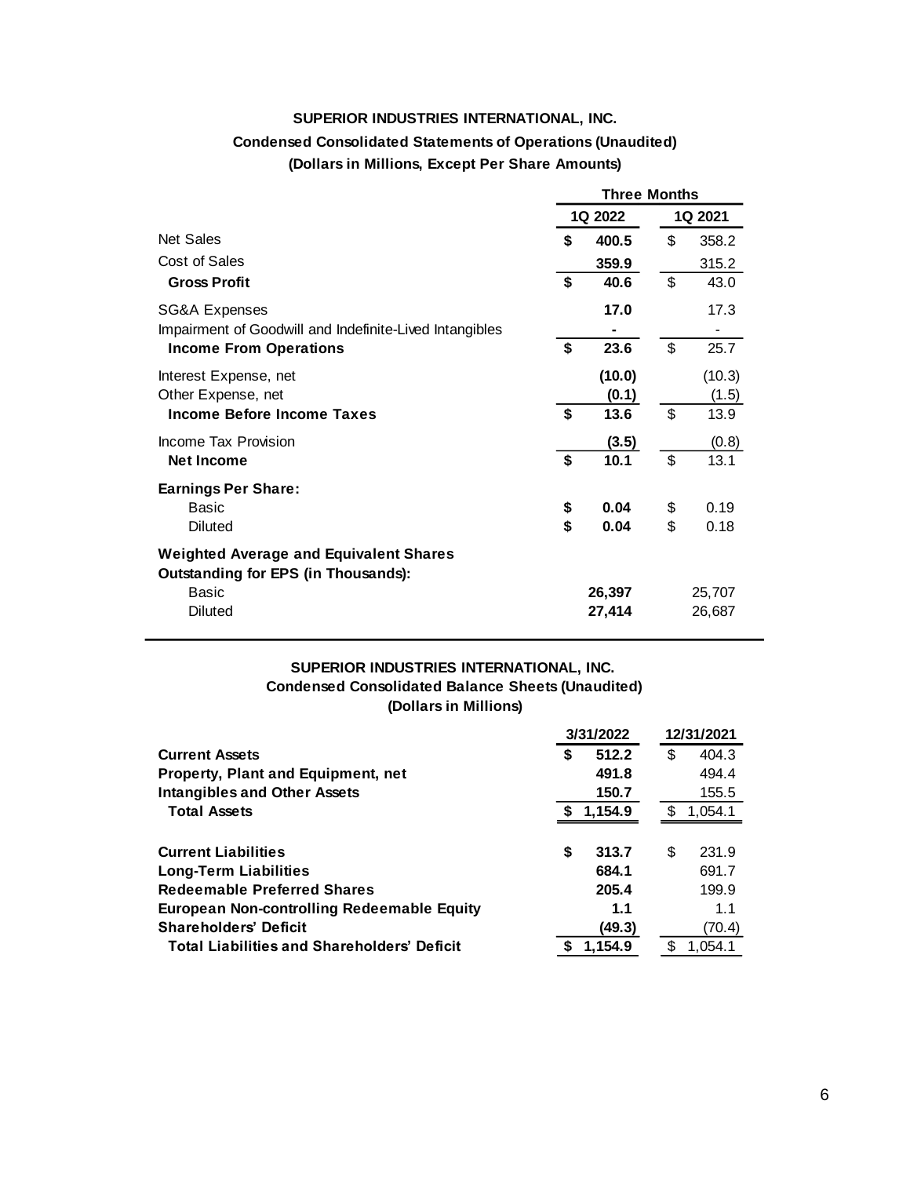**SUPERIOR INDUSTRIES INTERNATIONAL, INC.**

**Condensed Consolidated Statements of Operations (Unaudited)**

**(Dollars in Millions, Except Per Share Amounts)**

| | Three Months | |
|---|---|---|
| | **1Q 2022** | **1Q 2021** |
| Net Sales | **$ 400.5** | $ 358.2 |
| Cost of Sales | **359.9** | 315.2 |
| **Gross Profit** | **$ 40.6** | $ 43.0 |
| SG&A Expenses | **17.0** | 17.3 |
| Impairment of Goodwill and Indefinite-Lived Intangibles | **-** | - |
| **Income From Operations** | **$ 23.6** | $ 25.7 |
| Interest Expense, net | **(10.0)** | (10.3) |
| Other Expense, net | **(0.1)** | (1.5) |
| **Income Before Income Taxes** | **$ 13.6** | $ 13.9 |
| Income Tax Provision | **(3.5)** | (0.8) |
| **Net Income** | **$ 10.1** | $ 13.1 |
| **Earnings Per Share:** | | |
| Basic | **$ 0.04** | $ 0.19 |
| Diluted | **$ 0.04** | $ 0.18 |
| **Weighted Average and Equivalent Shares Outstanding for EPS (in Thousands):** | | |
| Basic | **26,397** | 25,707 |
| Diluted | **27,414** | 26,687 |

**SUPERIOR INDUSTRIES INTERNATIONAL, INC.**

**Condensed Consolidated Balance Sheets (Unaudited)**

**(Dollars in Millions)**

| | **3/31/2022** | **12/31/2021** |
|---|---|---|
| **Current Assets** | **$ 512.2** | $ 404.3 |
| **Property, Plant and Equipment, net** | **491.8** | 494.4 |
| **Intangibles and Other Assets** | **150.7** | 155.5 |
| **Total Assets** | **$ 1,154.9** | $ 1,054.1 |
| **Current Liabilities** | **$ 313.7** | $ 231.9 |
| **Long-Term Liabilities** | **684.1** | 691.7 |
| **Redeemable Preferred Shares** | **205.4** | 199.9 |
| **European Non-controlling Redeemable Equity** | **1.1** | 1.1 |
| **Shareholders' Deficit** | **(49.3)** | (70.4) |
| **Total Liabilities and Shareholders' Deficit** | **$ 1,154.9** | $ 1,054.1 |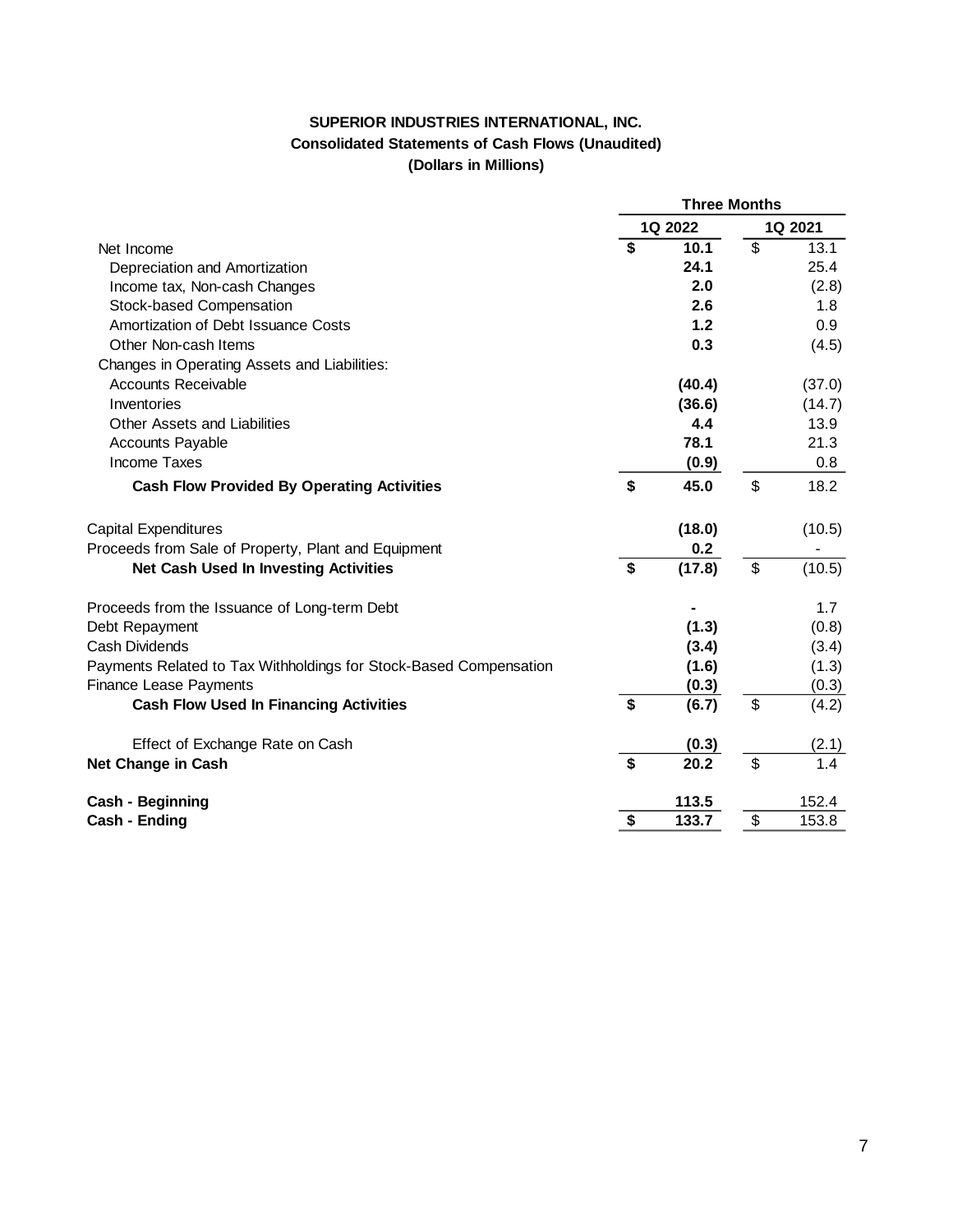**SUPERIOR INDUSTRIES INTERNATIONAL, INC.**
**Consolidated Statements of Cash Flows (Unaudited)**
**(Dollars in Millions)**

| | Three Months | |
|---|---|---|
| | **1Q 2022** | **1Q 2021** |
| Net Income | **$ 10.1** | $ 13.1 |
| Depreciation and Amortization | **24.1** | 25.4 |
| Income tax, Non-cash Changes | **2.0** | (2.8) |
| Stock-based Compensation | **2.6** | 1.8 |
| Amortization of Debt Issuance Costs | **1.2** | 0.9 |
| Other Non-cash Items | **0.3** | (4.5) |
| Changes in Operating Assets and Liabilities: | | |
| Accounts Receivable | **(40.4)** | (37.0) |
| Inventories | **(36.6)** | (14.7) |
| Other Assets and Liabilities | **4.4** | 13.9 |
| Accounts Payable | **78.1** | 21.3 |
| Income Taxes | **(0.9)** | 0.8 |
| **Cash Flow Provided By Operating Activities** | **$ 45.0** | $ 18.2 |
| | | |
| Capital Expenditures | **(18.0)** | (10.5) |
| Proceeds from Sale of Property, Plant and Equipment | **0.2** | - |
| **Net Cash Used In Investing Activities** | **$ (17.8)** | $ (10.5) |
| | | |
| Proceeds from the Issuance of Long-term Debt | **-** | 1.7 |
| Debt Repayment | **(1.3)** | (0.8) |
| Cash Dividends | **(3.4)** | (3.4) |
| Payments Related to Tax Withholdings for Stock-Based Compensation | **(1.6)** | (1.3) |
| Finance Lease Payments | **(0.3)** | (0.3) |
| **Cash Flow Used In Financing Activities** | **$ (6.7)** | $ (4.2) |
| | | |
| Effect of Exchange Rate on Cash | **(0.3)** | (2.1) |
| **Net Change in Cash** | **$ 20.2** | $ 1.4 |
| | | |
| **Cash - Beginning** | **113.5** | 152.4 |
| **Cash - Ending** | **$ 133.7** | $ 153.8 |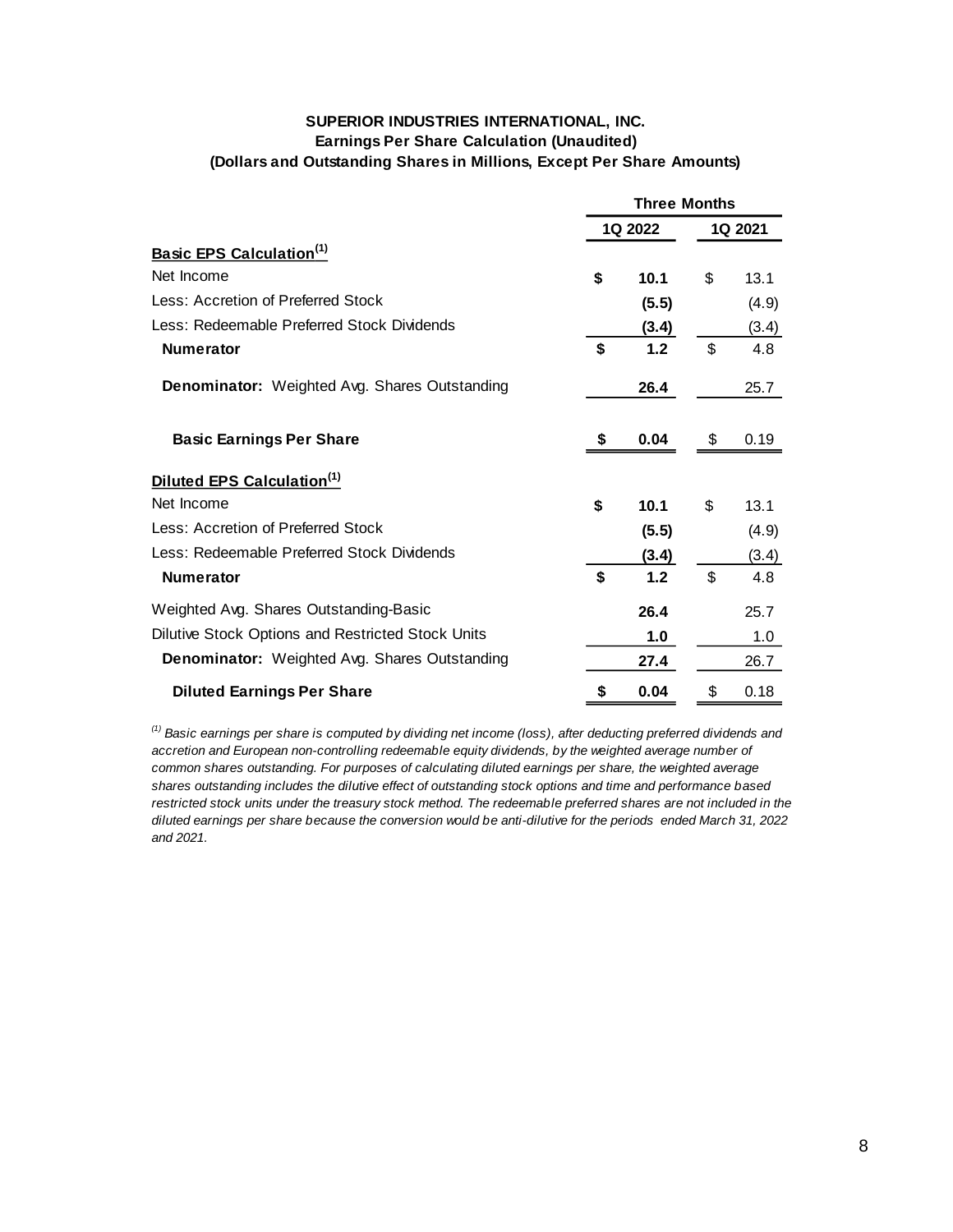**SUPERIOR INDUSTRIES INTERNATIONAL, INC.**
**Earnings Per Share Calculation (Unaudited)**
**(Dollars and Outstanding Shares in Millions, Except Per Share Amounts)**

| | Three Months | |
|---|---|---|
| | **1Q 2022** | **1Q 2021** |
| **Basic EPS Calculation[(1)]** | | |
| Net Income | **$ 10.1** | $ 13.1 |
| Less: Accretion of Preferred Stock | **(5.5)** | (4.9) |
| Less: Redeemable Preferred Stock Dividends | **(3.4)** | (3.4) |
| **Numerator** | **$ 1.2** | $ 4.8 |
| **Denominator:** Weighted Avg. Shares Outstanding | **26.4** | 25.7 |
| **Basic Earnings Per Share** | **$ 0.04** | $ 0.19 |
| **Diluted EPS Calculation[(1)]** | | |
| Net Income | **$ 10.1** | $ 13.1 |
| Less: Accretion of Preferred Stock | **(5.5)** | (4.9) |
| Less: Redeemable Preferred Stock Dividends | **(3.4)** | (3.4) |
| **Numerator** | **$ 1.2** | $ 4.8 |
| Weighted Avg. Shares Outstanding-Basic | **26.4** | 25.7 |
| Dilutive Stock Options and Restricted Stock Units | **1.0** | 1.0 |
| **Denominator:** Weighted Avg. Shares Outstanding | **27.4** | 26.7 |
| **Diluted Earnings Per Share** | **$ 0.04** | $ 0.18 |

*[(1)] Basic earnings per share is computed by dividing net income (loss), after deducting preferred dividends and accretion and European non-controlling redeemable equity dividends, by the weighted average number of common shares outstanding. For purposes of calculating diluted earnings per share, the weighted average shares outstanding includes the dilutive effect of outstanding stock options and time and performance based restricted stock units under the treasury stock method. The redeemable preferred shares are not included in the diluted earnings per share because the conversion would be anti-dilutive for the periods ended March 31, 2022 and 2021.*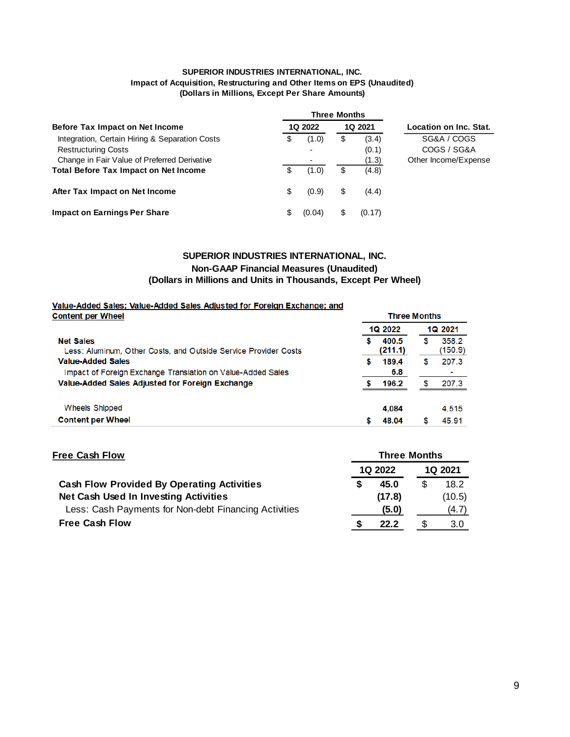**SUPERIOR INDUSTRIES INTERNATIONAL, INC.**
**Impact of Acquisition, Restructuring and Other Items on EPS (Unaudited)**
**(Dollars in Millions, Except Per Share Amounts)**

| | Three Months | | |
|---|---|---|---|
| **Before Tax Impact on Net Income** | **1Q 2022** | **1Q 2021** | **Location on Inc. Stat.** |
| Integration, Certain Hiring & Separation Costs | $ (1.0) | $ (3.4) | SG&A / COGS |
| Restructuring Costs | - | (0.1) | COGS / SG&A |
| Change in Fair Value of Preferred Derivative | - | (1.3) | Other Income/Expense |
| **Total Before Tax Impact on Net Income** | $ (1.0) | $ (4.8) | |
| **After Tax Impact on Net Income** | $ (0.9) | $ (4.4) | |
| **Impact on Earnings Per Share** | $ (0.04) | $ (0.17) | |

**SUPERIOR INDUSTRIES INTERNATIONAL, INC.**
**Non-GAAP Financial Measures (Unaudited)**
**(Dollars in Millions and Units in Thousands, Except Per Wheel)**

**Value-Added Sales; Value-Added Sales Adjusted for Foreign Exchange; and Content per Wheel**

| | Three Months | |
|---|---|---|
| | **1Q 2022** | **1Q 2021** |
| **Net Sales** | **$ 400.5** | $ 358.2 |
| Less: Aluminum, Other Costs, and Outside Service Provider Costs | **(211.1)** | (150.9) |
| **Value-Added Sales** | **$ 189.4** | $ 207.3 |
| Impact of Foreign Exchange Translation on Value-Added Sales | **6.8** | - |
| **Value-Added Sales Adjusted for Foreign Exchange** | **$ 196.2** | $ 207.3 |
| Wheels Shipped | **4,084** | 4,515 |
| **Content per Wheel** | **$ 48.04** | $ 45.91 |

**Free Cash Flow**

| | Three Months | |
|---|---|---|
| | **1Q 2022** | **1Q 2021** |
| **Cash Flow Provided By Operating Activities** | **$ 45.0** | $ 18.2 |
| **Net Cash Used In Investing Activities** | **(17.8)** | (10.5) |
| Less: Cash Payments for Non-debt Financing Activities | **(5.0)** | (4.7) |
| **Free Cash Flow** | **$ 22.2** | $ 3.0 |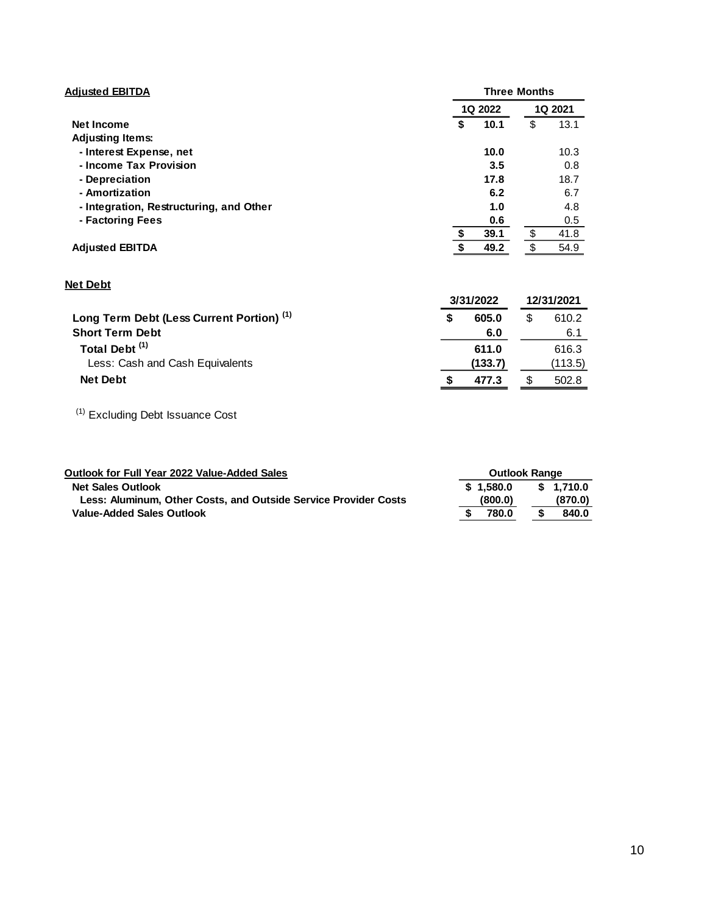**Adjusted EBITDA**

| | Three Months | |
|---|---|---|
| | 1Q 2022 | 1Q 2021 |
| **Net Income** | **$ 10.1** | $ 13.1 |
| **Adjusting Items:** | | |
| **- Interest Expense, net** | **10.0** | 10.3 |
| **- Income Tax Provision** | **3.5** | 0.8 |
| **- Depreciation** | **17.8** | 18.7 |
| **- Amortization** | **6.2** | 6.7 |
| **- Integration, Restructuring, and Other** | **1.0** | 4.8 |
| **- Factoring Fees** | **0.6** | 0.5 |
| | **$ 39.1** | $ 41.8 |
| **Adjusted EBITDA** | **$ 49.2** | $ 54.9 |

**Net Debt**

| | 3/31/2022 | 12/31/2021 |
|---|---|---|
| **Long Term Debt (Less Current Portion) [(1)]** | **$ 605.0** | $ 610.2 |
| **Short Term Debt** | **6.0** | 6.1 |
| **Total Debt [(1)]** | **611.0** | 616.3 |
| Less: Cash and Cash Equivalents | **(133.7)** | (113.5) |
| **Net Debt** | **$ 477.3** | $ 502.8 |

[(1)] Excluding Debt Issuance Cost

**Outlook for Full Year 2022 Value-Added Sales**

| | Outlook Range | |
|---|---|---|
| **Net Sales Outlook** | **$ 1,580.0** | **$ 1,710.0** |
| **Less: Aluminum, Other Costs, and Outside Service Provider Costs** | **(800.0)** | **(870.0)** |
| **Value-Added Sales Outlook** | **$ 780.0** | **$ 840.0** |